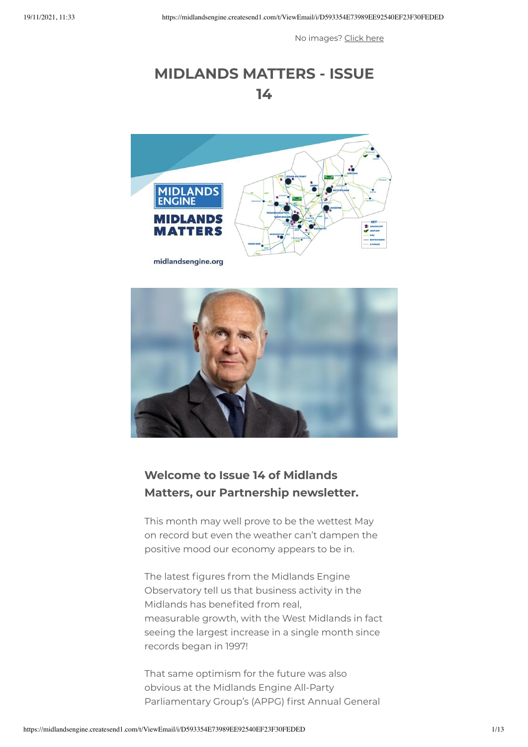No images? Click here

# MIDLANDS MATTERS - ISSUE 14

### Welcome to Issue 14 of Midlands Matters, our Partnership newsletter.

This month may well prove to be the wettest May on record but even the weather can't dampen the positive mood our economy appears to be in.

The latest figures from the Midlands Engine Observatory tell us that business activity in the Midlands has benefited from real, measurable growth, with the West Midlands in fact seeing the largest increase in a single month since records began in 1997!

That same optimism for the future was also obvious at the Midlands Engine All-Party Parliamentary Group's (APPG) first Annual General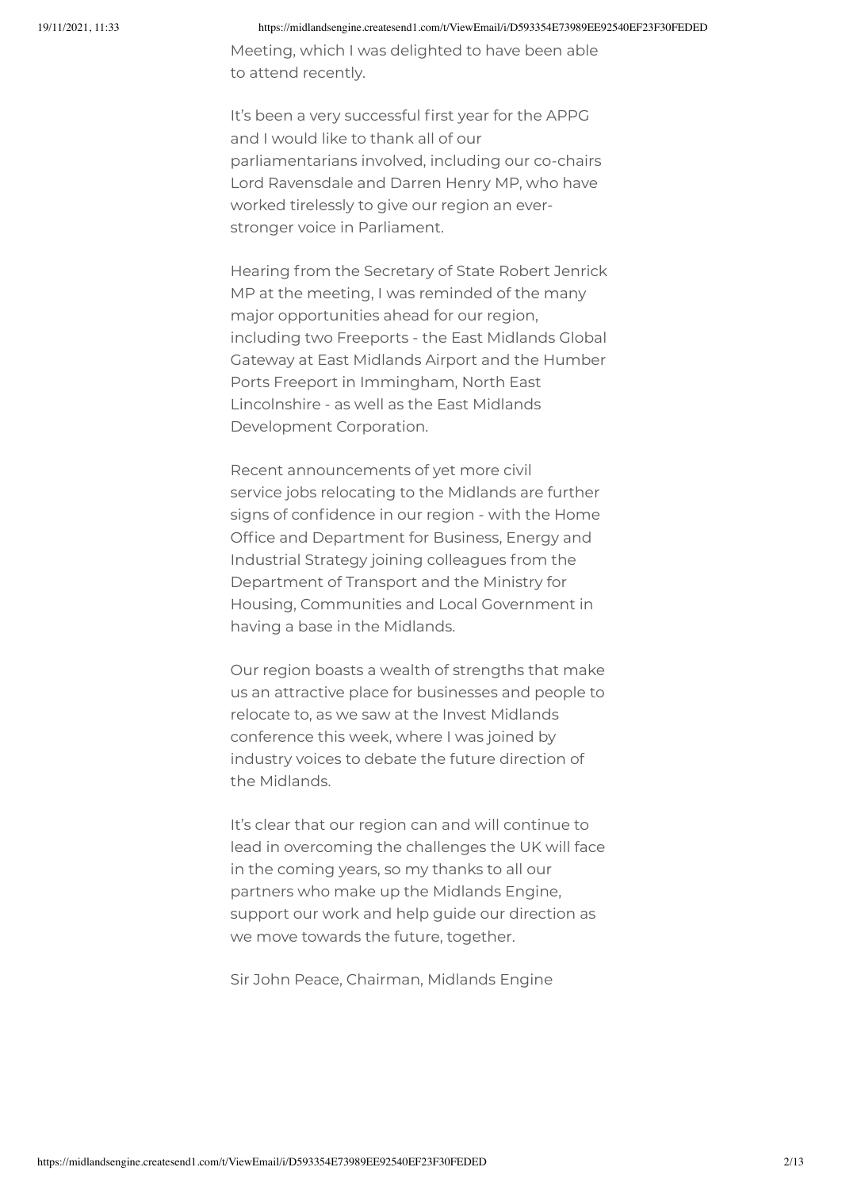Meeting, which I was delighted to have been able to attend recently.

It's been a very successful first year for the APPG and I would like to thank all of our parliamentarians involved, including our co-chairs Lord Ravensdale and Darren Henry MP, who have worked tirelessly to give our region an ever-stronger voice in Parliament.

Hearing from the Secretary of State Robert Jenrick MP at the meeting, I was reminded of the many major opportunities ahead for our region, including two Freeports - the East Midlands Global Gateway at East Midlands Airport and the Humber Ports Freeport in Immingham, North East Lincolnshire - as well as the East Midlands Development Corporation.

Recent announcements of yet more civil service jobs relocating to the Midlands are further signs of confidence in our region - with the Home Office and Department for Business, Energy and Industrial Strategy joining colleagues from the Department of Transport and the Ministry for Housing, Communities and Local Government in having a base in the Midlands.

Our region boasts a wealth of strengths that make us an attractive place for businesses and people to relocate to, as we saw at the Invest Midlands conference this week, where I was joined by industry voices to debate the future direction of the Midlands.

It's clear that our region can and will continue to lead in overcoming the challenges the UK will face in the coming years, so my thanks to all our partners who make up the Midlands Engine, support our work and help guide our direction as we move towards the future, together.

Sir John Peace, Chairman, Midlands Engine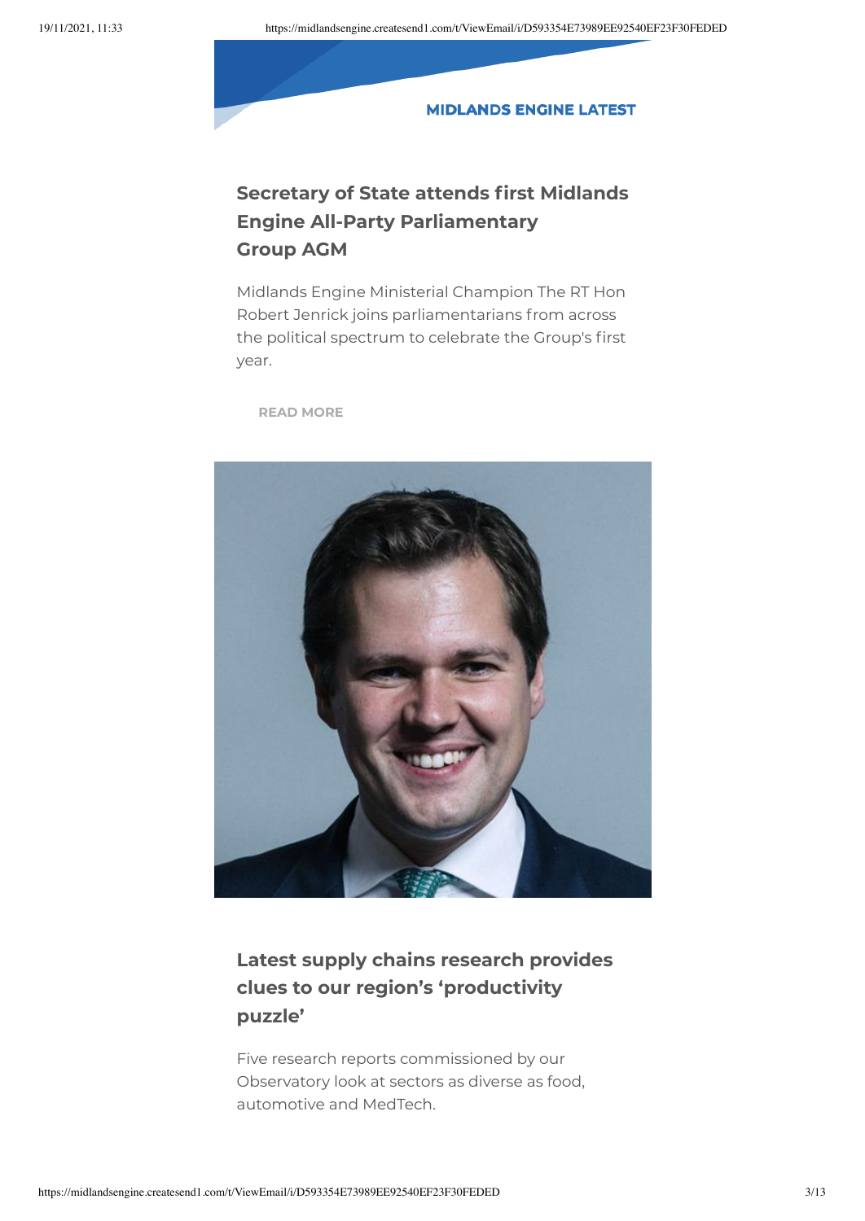MIDLANDS ENGINE LATEST

## Secretary of State attends first Midlands Engine All-Party Parliamentary Group AGM

Midlands Engine Ministerial Champion The RT Hon Robert Jenrick joins parliamentarians from across the political spectrum to celebrate the Group's first year.

READ MORE

## Latest supply chains research provides clues to our region's 'productivity puzzle'

Five research reports commissioned by our Observatory look at sectors as diverse as food, automotive and MedTech.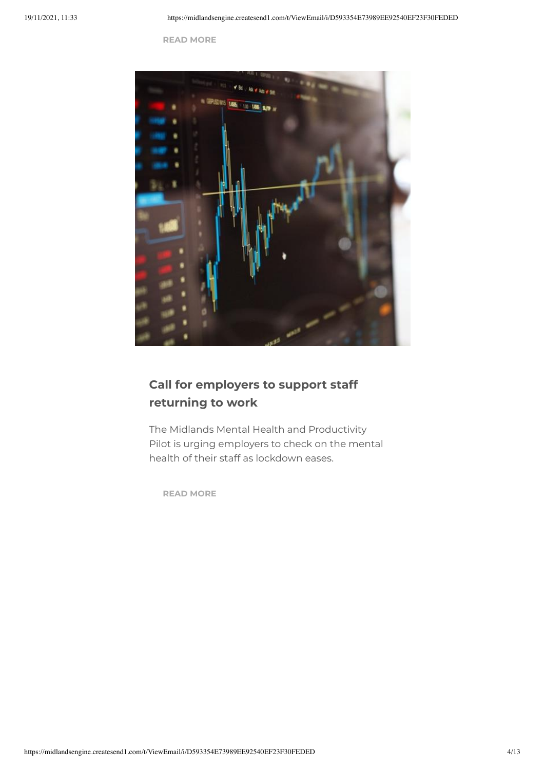READ MORE

## Call for employers to support staff returning to work

The Midlands Mental Health and Productivity Pilot is urging employers to check on the mental health of their staff as lockdown eases.

READ MORE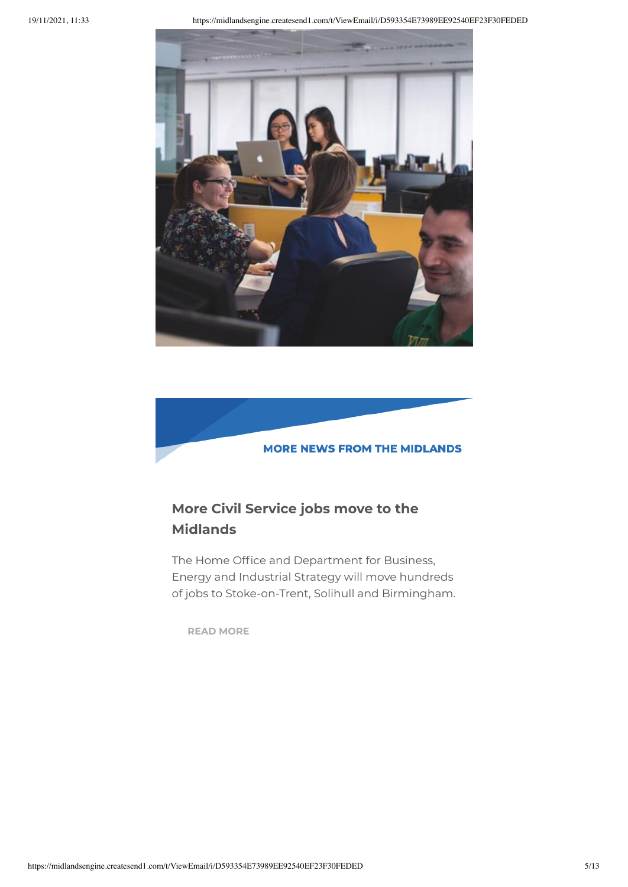MORE NEWS FROM THE MIDLANDS

## More Civil Service jobs move to the Midlands

The Home Office and Department for Business, Energy and Industrial Strategy will move hundreds of jobs to Stoke-on-Trent, Solihull and Birmingham.

READ MORE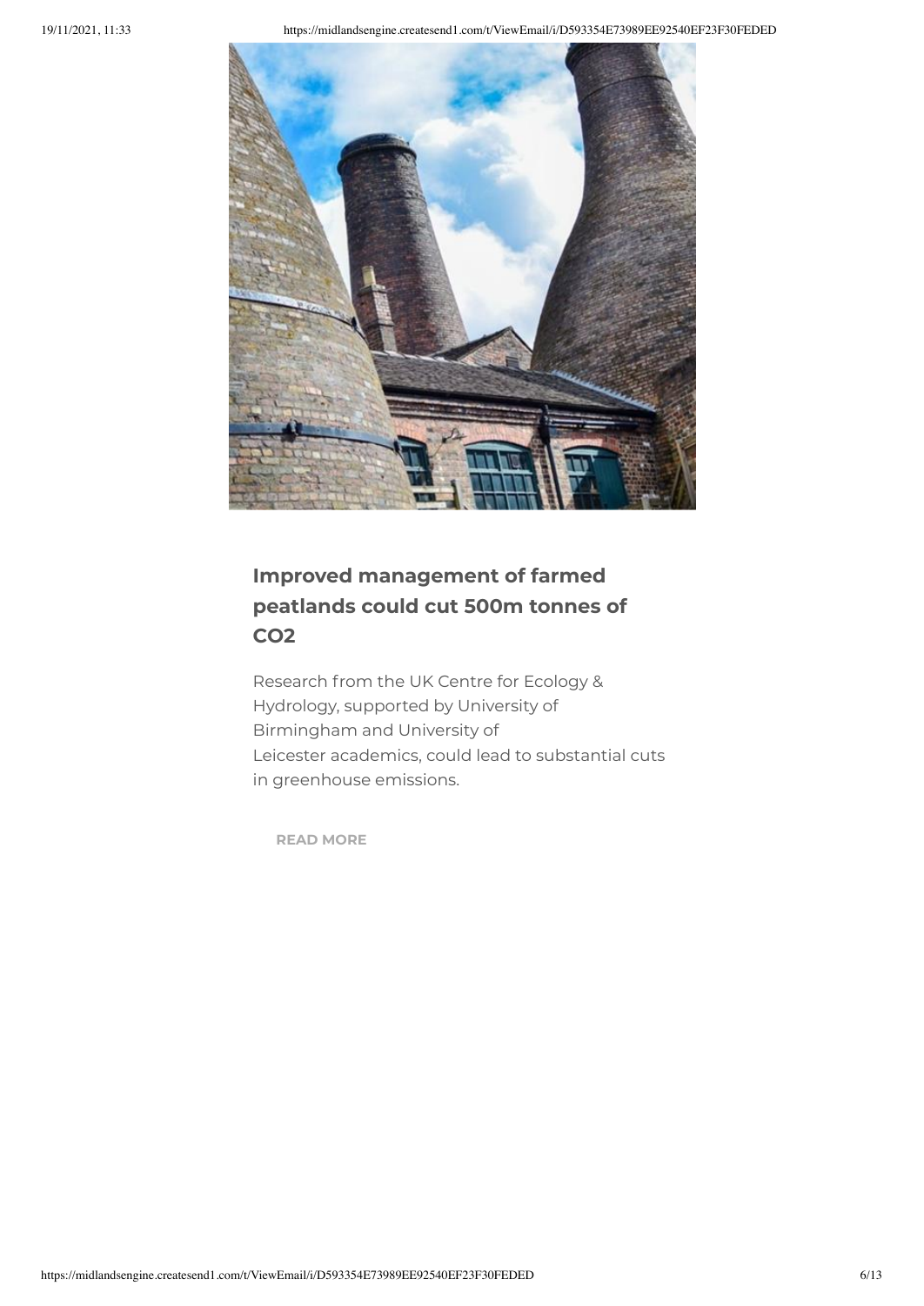## Improved management of farmed peatlands could cut 500m tonnes of $CO_2$

Research from the UK Centre for Ecology & Hydrology, supported by University of Birmingham and University of Leicester academics, could lead to substantial cuts in greenhouse emissions.

READ MORE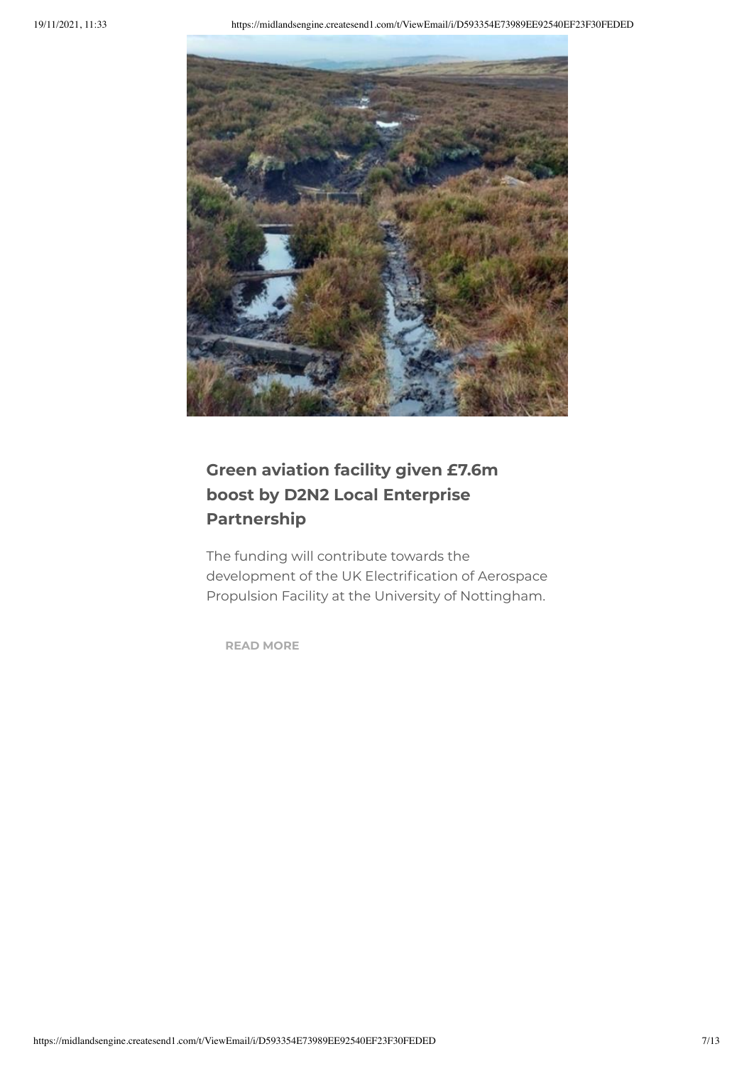## Green aviation facility given £7.6m boost by D2N2 Local Enterprise Partnership

The funding will contribute towards the development of the UK Electrification of Aerospace Propulsion Facility at the University of Nottingham.

**READ MORE**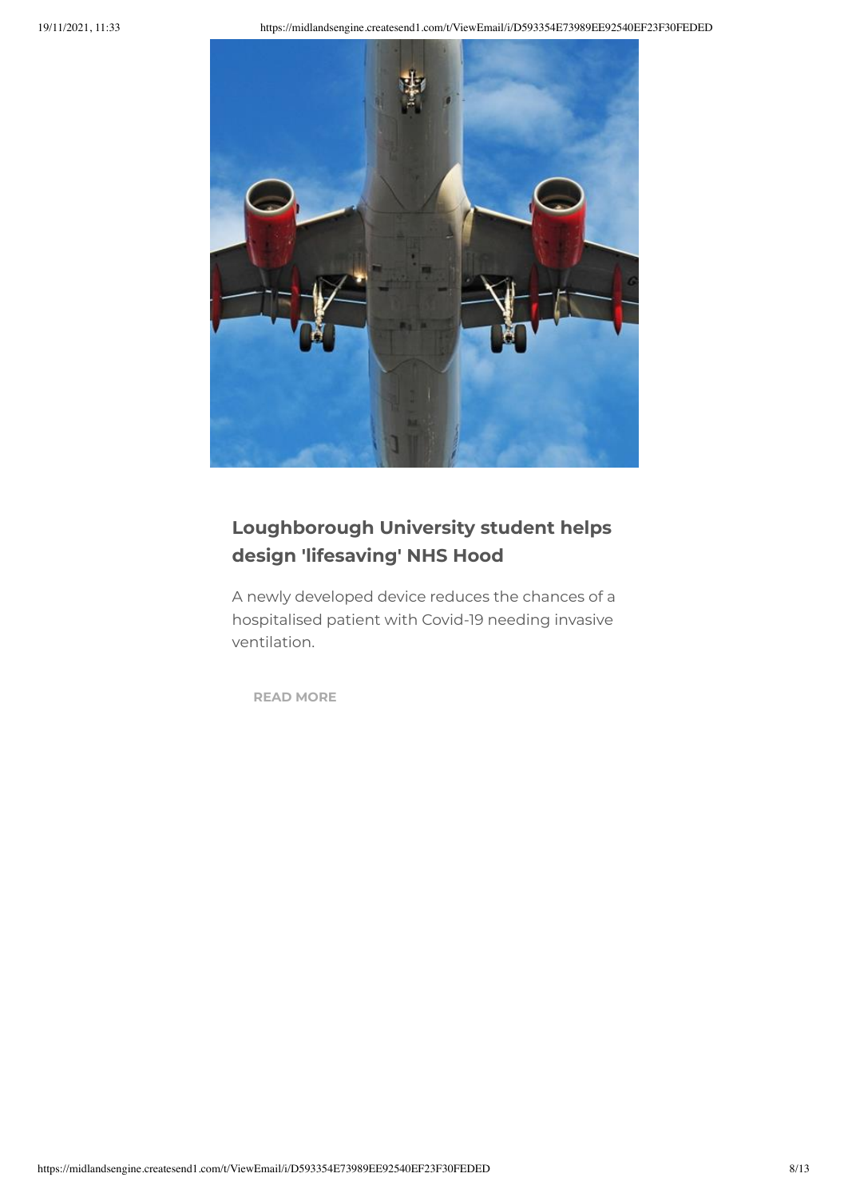## Loughborough University student helps design 'lifesaving' NHS Hood

A newly developed device reduces the chances of a hospitalised patient with Covid-19 needing invasive ventilation.

READ MORE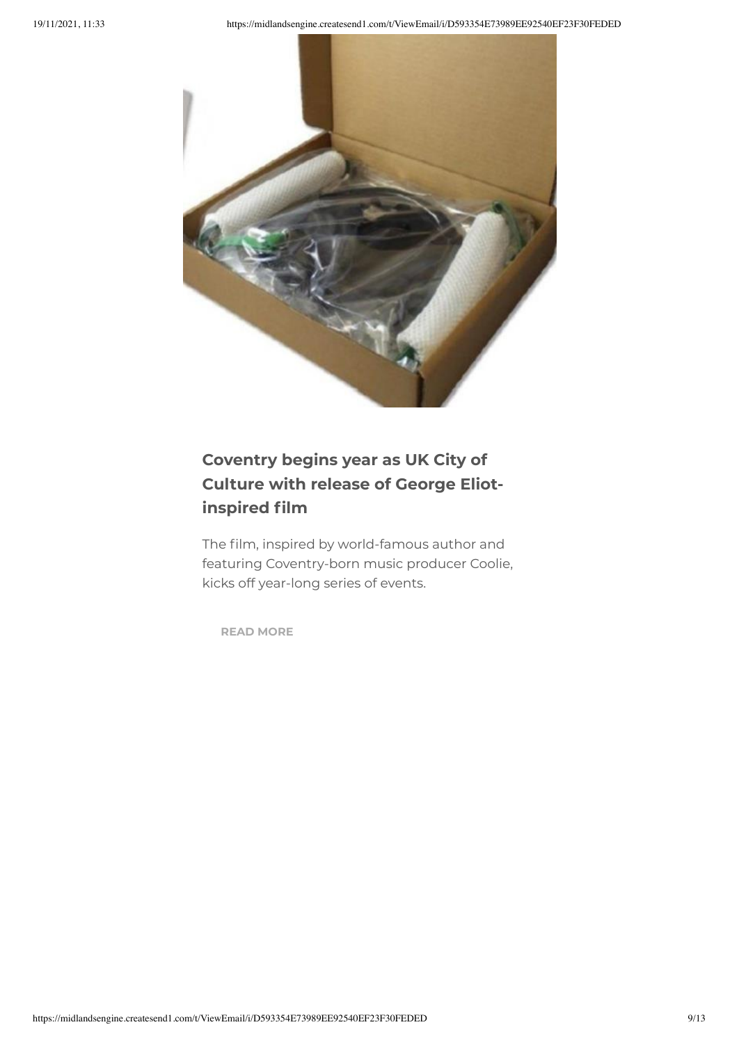## Coventry begins year as UK City of Culture with release of George Eliot-inspired film

The film, inspired by world-famous author and featuring Coventry-born music producer Coolie, kicks off year-long series of events.

**READ MORE**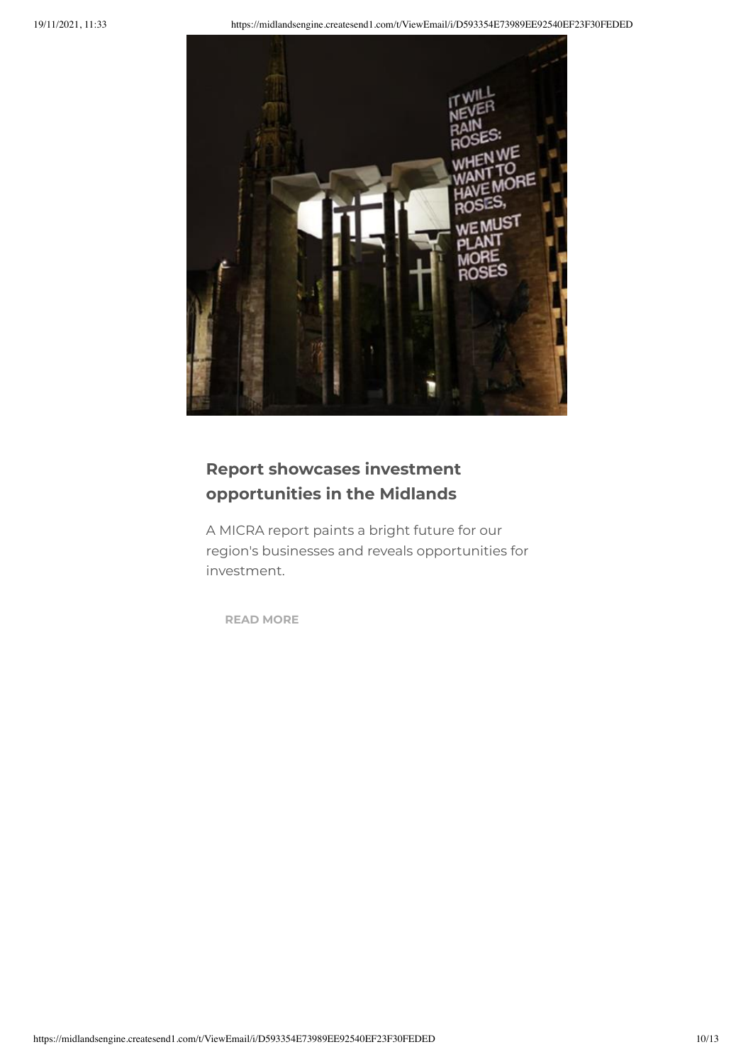## Report showcases investment opportunities in the Midlands

A MICRA report paints a bright future for our region's businesses and reveals opportunities for investment.

**READ MORE**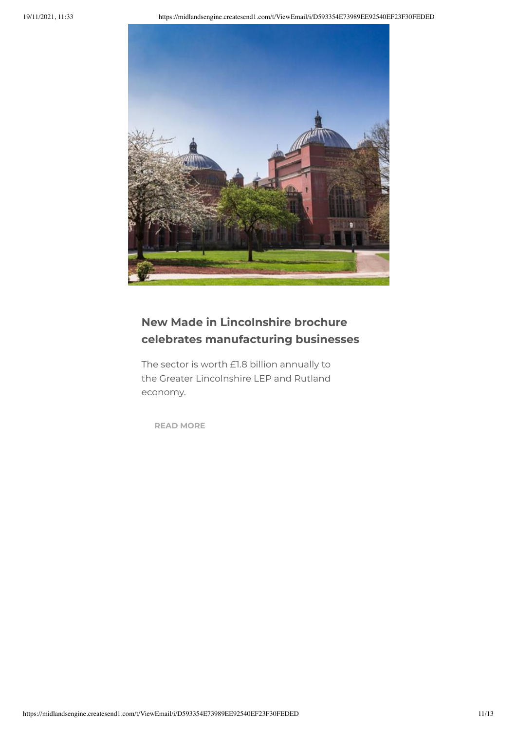## New Made in Lincolnshire brochure celebrates manufacturing businesses

The sector is worth £1.8 billion annually to the Greater Lincolnshire LEP and Rutland economy.

**READ MORE**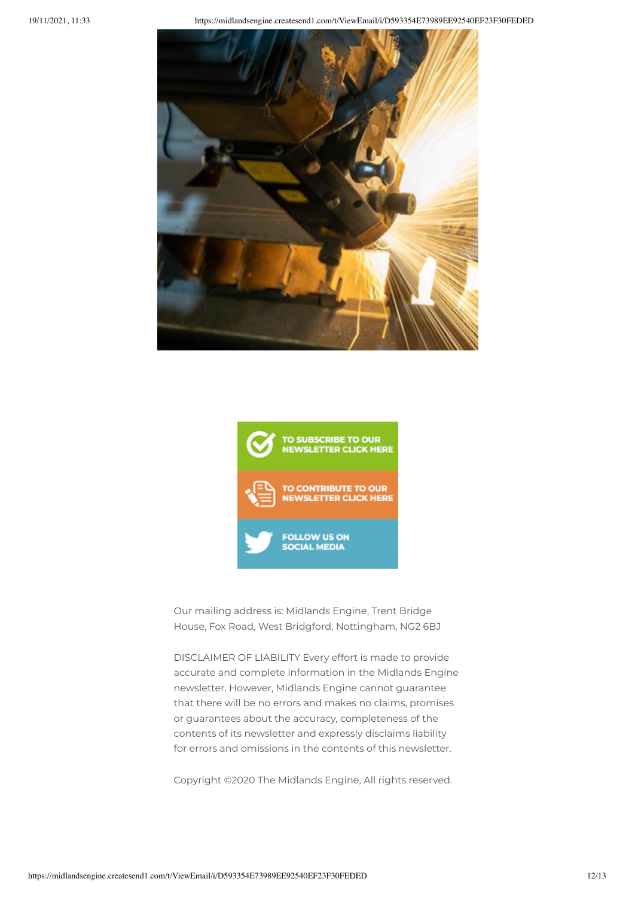TO SUBSCRIBE TO OUR NEWSLETTER CLICK HERE

TO CONTRIBUTE TO OUR NEWSLETTER CLICK HERE

FOLLOW US ON SOCIAL MEDIA

Our mailing address is: Midlands Engine, Trent Bridge House, Fox Road, West Bridgford, Nottingham, NG2 6BJ

DISCLAIMER OF LIABILITY Every effort is made to provide accurate and complete information in the Midlands Engine newsletter. However, Midlands Engine cannot guarantee that there will be no errors and makes no claims, promises or guarantees about the accuracy, completeness of the contents of its newsletter and expressly disclaims liability for errors and omissions in the contents of this newsletter.

Copyright ©2020 The Midlands Engine, All rights reserved.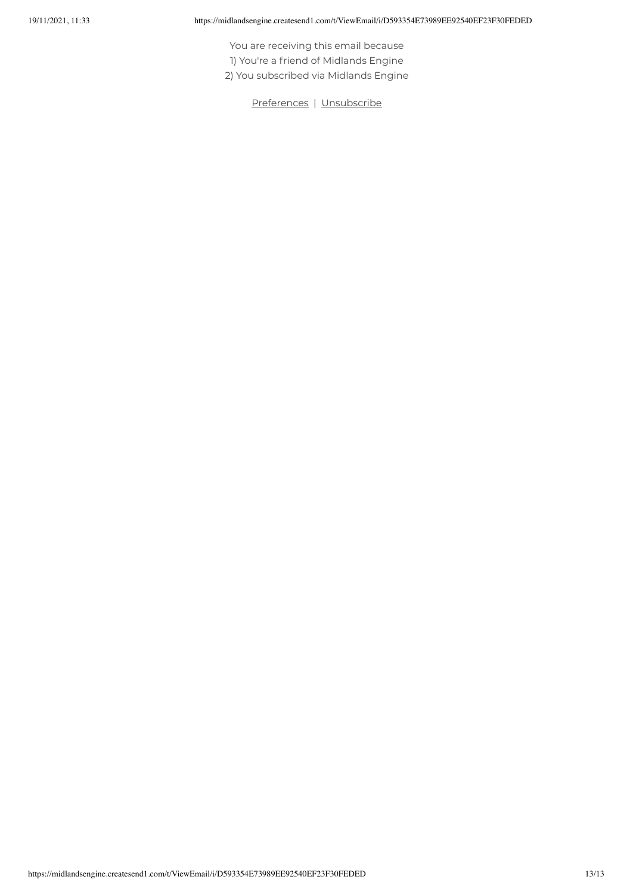You are receiving this email because
1) You're a friend of Midlands Engine
2) You subscribed via Midlands Engine

Preferences | Unsubscribe